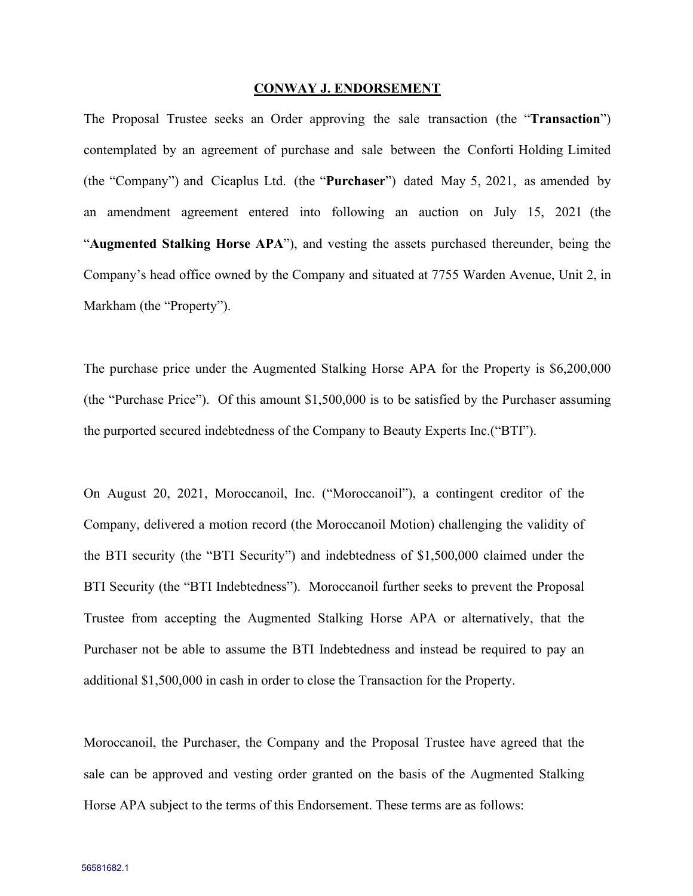**CONWAY J. ENDORSEMENT**

The Proposal Trustee seeks an Order approving the sale transaction (the "**Transaction**") contemplated by an agreement of purchase and sale between the Conforti Holding Limited (the "Company") and Cicaplus Ltd. (the "**Purchaser**") dated May 5, 2021, as amended by an amendment agreement entered into following an auction on July 15, 2021 (the "**Augmented Stalking Horse APA**"), and vesting the assets purchased thereunder, being the Company's head office owned by the Company and situated at 7755 Warden Avenue, Unit 2, in Markham (the "Property").

The purchase price under the Augmented Stalking Horse APA for the Property is $6,200,000 (the "Purchase Price"). Of this amount $1,500,000 is to be satisfied by the Purchaser assuming the purported secured indebtedness of the Company to Beauty Experts Inc.("BTI").

On August 20, 2021, Moroccanoil, Inc. ("Moroccanoil"), a contingent creditor of the Company, delivered a motion record (the Moroccanoil Motion) challenging the validity of the BTI security (the "BTI Security") and indebtedness of $1,500,000 claimed under the BTI Security (the "BTI Indebtedness"). Moroccanoil further seeks to prevent the Proposal Trustee from accepting the Augmented Stalking Horse APA or alternatively, that the Purchaser not be able to assume the BTI Indebtedness and instead be required to pay an additional $1,500,000 in cash in order to close the Transaction for the Property.

Moroccanoil, the Purchaser, the Company and the Proposal Trustee have agreed that the sale can be approved and vesting order granted on the basis of the Augmented Stalking Horse APA subject to the terms of this Endorsement. These terms are as follows: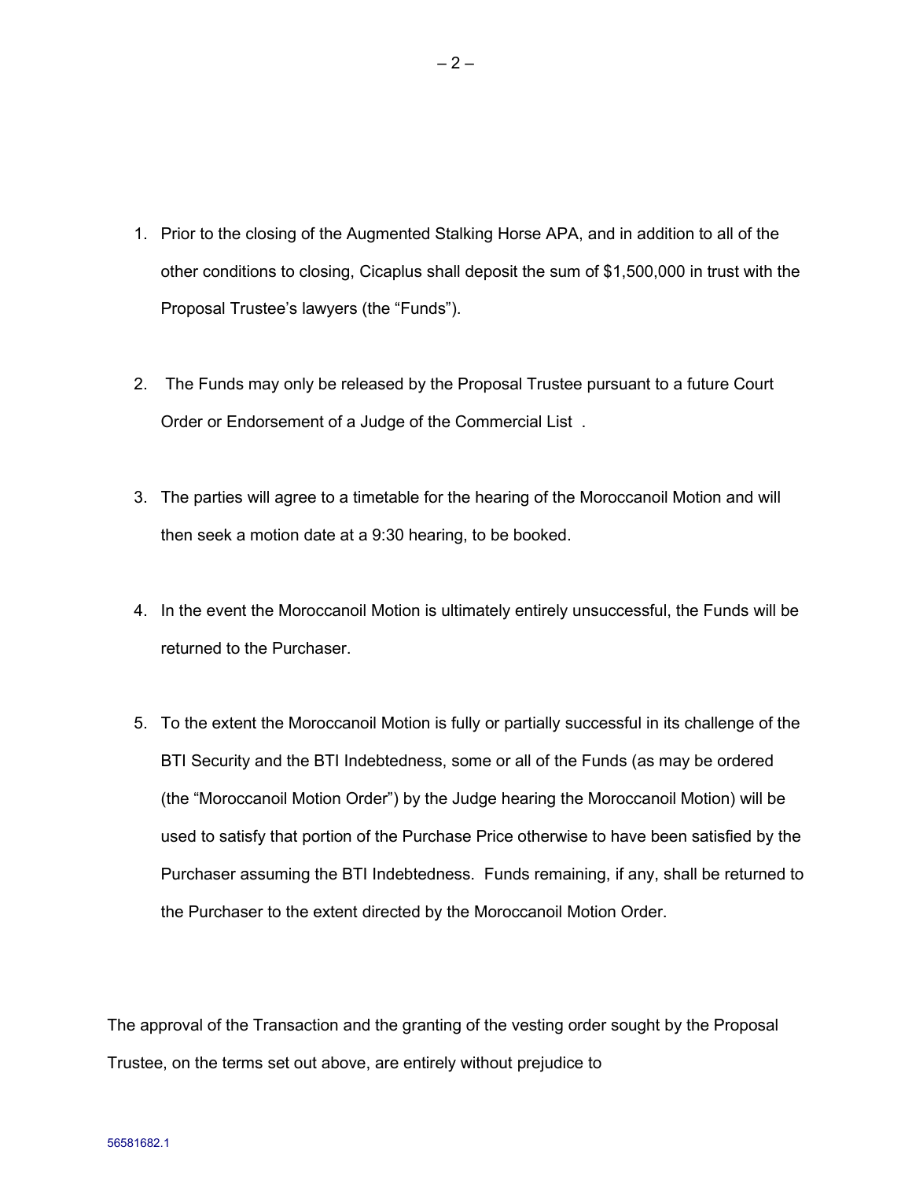1. Prior to the closing of the Augmented Stalking Horse APA, and in addition to all of the other conditions to closing, Cicaplus shall deposit the sum of $1,500,000 in trust with the Proposal Trustee's lawyers (the "Funds").

2. The Funds may only be released by the Proposal Trustee pursuant to a future Court Order or Endorsement of a Judge of the Commercial List .

3. The parties will agree to a timetable for the hearing of the Moroccanoil Motion and will then seek a motion date at a 9:30 hearing, to be booked.

4. In the event the Moroccanoil Motion is ultimately entirely unsuccessful, the Funds will be returned to the Purchaser.

5. To the extent the Moroccanoil Motion is fully or partially successful in its challenge of the BTI Security and the BTI Indebtedness, some or all of the Funds (as may be ordered (the "Moroccanoil Motion Order") by the Judge hearing the Moroccanoil Motion) will be used to satisfy that portion of the Purchase Price otherwise to have been satisfied by the Purchaser assuming the BTI Indebtedness. Funds remaining, if any, shall be returned to the Purchaser to the extent directed by the Moroccanoil Motion Order.

The approval of the Transaction and the granting of the vesting order sought by the Proposal Trustee, on the terms set out above, are entirely without prejudice to

56581682.1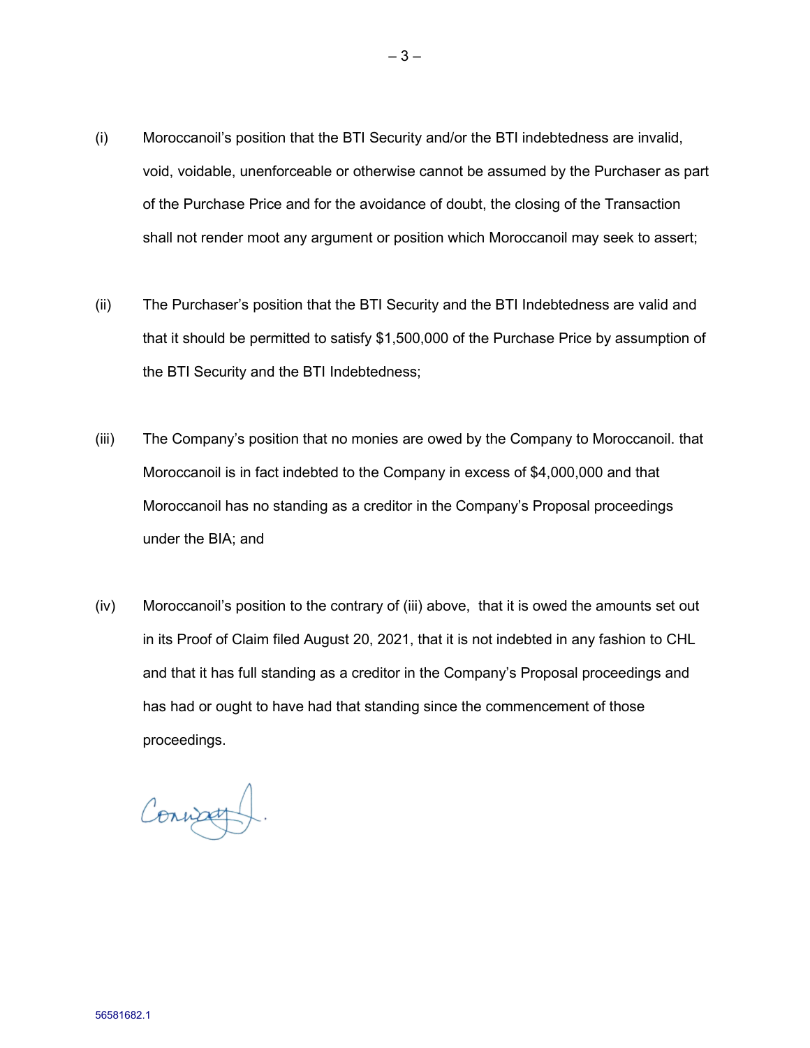(i) Moroccanoil's position that the BTI Security and/or the BTI indebtedness are invalid, void, voidable, unenforceable or otherwise cannot be assumed by the Purchaser as part of the Purchase Price and for the avoidance of doubt, the closing of the Transaction shall not render moot any argument or position which Moroccanoil may seek to assert;

(ii) The Purchaser's position that the BTI Security and the BTI Indebtedness are valid and that it should be permitted to satisfy $1,500,000 of the Purchase Price by assumption of the BTI Security and the BTI Indebtedness;

(iii) The Company's position that no monies are owed by the Company to Moroccanoil. that Moroccanoil is in fact indebted to the Company in excess of $4,000,000 and that Moroccanoil has no standing as a creditor in the Company's Proposal proceedings under the BIA; and

(iv) Moroccanoil's position to the contrary of (iii) above, that it is owed the amounts set out in its Proof of Claim filed August 20, 2021, that it is not indebted in any fashion to CHL and that it has full standing as a creditor in the Company's Proposal proceedings and has had or ought to have had that standing since the commencement of those proceedings.

Conway J.